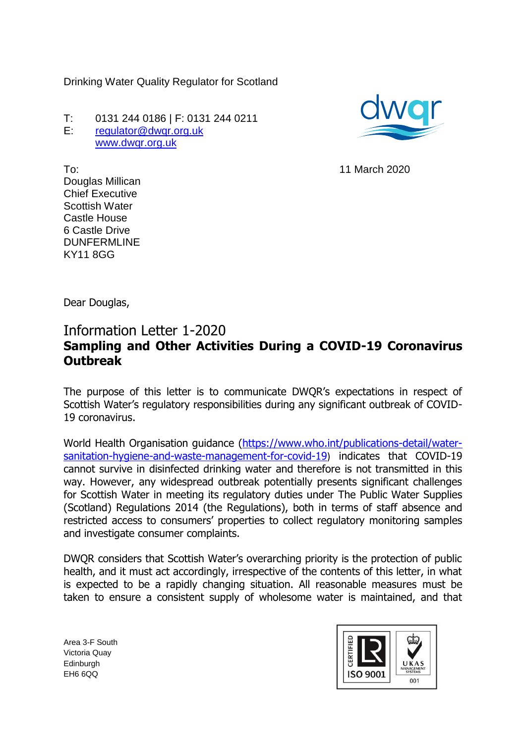Drinking Water Quality Regulator for Scotland

T: 0131 244 0186 | F: 0131 244 0211
E: regulator@dwqr.org.uk
www.dwqr.org.uk

To:
Douglas Millican
Chief Executive
Scottish Water
Castle House
6 Castle Drive
DUNFERMLINE
KY11 8GG

11 March 2020

Dear Douglas,

# Information Letter 1-2020

## Sampling and Other Activities During a COVID-19 Coronavirus Outbreak

The purpose of this letter is to communicate DWQR's expectations in respect of Scottish Water's regulatory responsibilities during any significant outbreak of COVID-19 coronavirus.

World Health Organisation guidance (https://www.who.int/publications-detail/water-sanitation-hygiene-and-waste-management-for-covid-19) indicates that COVID-19 cannot survive in disinfected drinking water and therefore is not transmitted in this way. However, any widespread outbreak potentially presents significant challenges for Scottish Water in meeting its regulatory duties under The Public Water Supplies (Scotland) Regulations 2014 (the Regulations), both in terms of staff absence and restricted access to consumers' properties to collect regulatory monitoring samples and investigate consumer complaints.

DWQR considers that Scottish Water's overarching priority is the protection of public health, and it must act accordingly, irrespective of the contents of this letter, in what is expected to be a rapidly changing situation. All reasonable measures must be taken to ensure a consistent supply of wholesome water is maintained, and that

Area 3-F South
Victoria Quay
Edinburgh
EH6 6QQ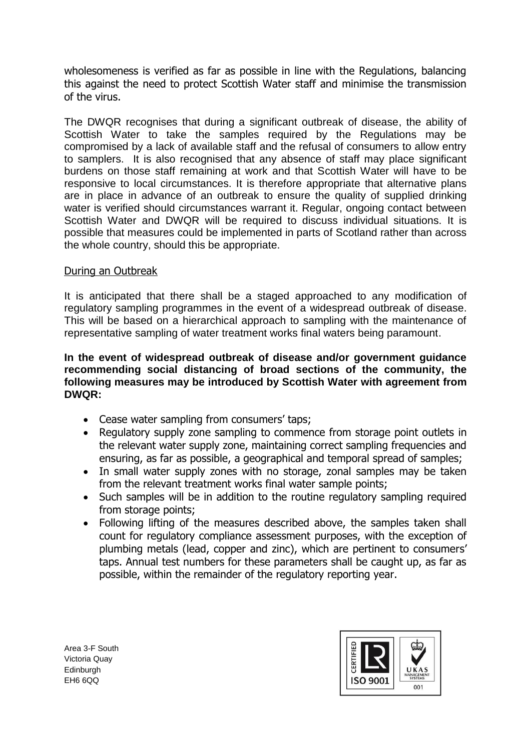wholesomeness is verified as far as possible in line with the Regulations, balancing this against the need to protect Scottish Water staff and minimise the transmission of the virus.

The DWQR recognises that during a significant outbreak of disease, the ability of Scottish Water to take the samples required by the Regulations may be compromised by a lack of available staff and the refusal of consumers to allow entry to samplers. It is also recognised that any absence of staff may place significant burdens on those staff remaining at work and that Scottish Water will have to be responsive to local circumstances. It is therefore appropriate that alternative plans are in place in advance of an outbreak to ensure the quality of supplied drinking water is verified should circumstances warrant it. Regular, ongoing contact between Scottish Water and DWQR will be required to discuss individual situations. It is possible that measures could be implemented in parts of Scotland rather than across the whole country, should this be appropriate.

## During an Outbreak

It is anticipated that there shall be a staged approached to any modification of regulatory sampling programmes in the event of a widespread outbreak of disease. This will be based on a hierarchical approach to sampling with the maintenance of representative sampling of water treatment works final waters being paramount.

**In the event of widespread outbreak of disease and/or government guidance recommending social distancing of broad sections of the community, the following measures may be introduced by Scottish Water with agreement from DWQR:**

- Cease water sampling from consumers' taps;
- Regulatory supply zone sampling to commence from storage point outlets in the relevant water supply zone, maintaining correct sampling frequencies and ensuring, as far as possible, a geographical and temporal spread of samples;
- In small water supply zones with no storage, zonal samples may be taken from the relevant treatment works final water sample points;
- Such samples will be in addition to the routine regulatory sampling required from storage points;
- Following lifting of the measures described above, the samples taken shall count for regulatory compliance assessment purposes, with the exception of plumbing metals (lead, copper and zinc), which are pertinent to consumers' taps. Annual test numbers for these parameters shall be caught up, as far as possible, within the remainder of the regulatory reporting year.

Area 3-F South
Victoria Quay
Edinburgh
EH6 6QQ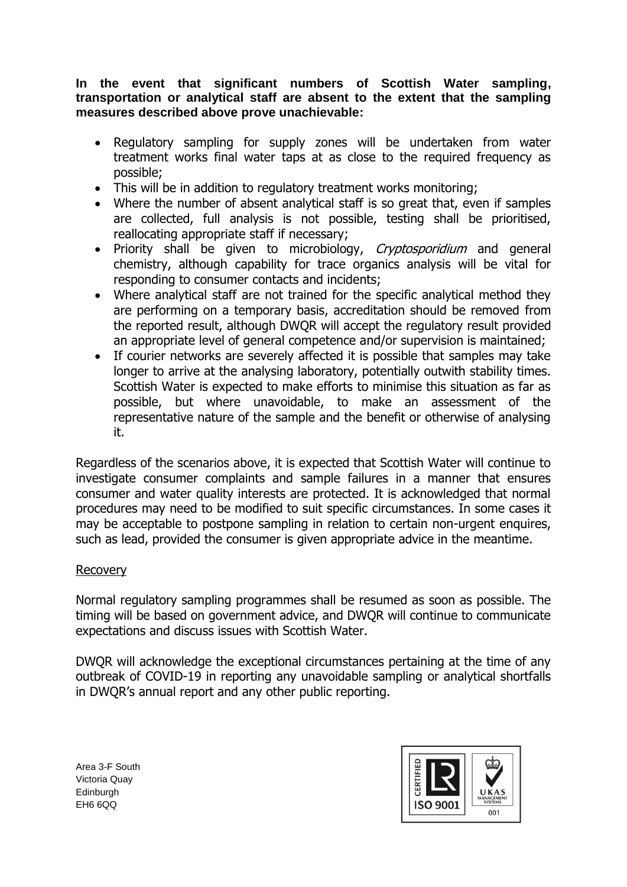**In the event that significant numbers of Scottish Water sampling, transportation or analytical staff are absent to the extent that the sampling measures described above prove unachievable:**

- Regulatory sampling for supply zones will be undertaken from water treatment works final water taps at as close to the required frequency as possible;
- This will be in addition to regulatory treatment works monitoring;
- Where the number of absent analytical staff is so great that, even if samples are collected, full analysis is not possible, testing shall be prioritised, reallocating appropriate staff if necessary;
- Priority shall be given to microbiology, *Cryptosporidium* and general chemistry, although capability for trace organics analysis will be vital for responding to consumer contacts and incidents;
- Where analytical staff are not trained for the specific analytical method they are performing on a temporary basis, accreditation should be removed from the reported result, although DWQR will accept the regulatory result provided an appropriate level of general competence and/or supervision is maintained;
- If courier networks are severely affected it is possible that samples may take longer to arrive at the analysing laboratory, potentially outwith stability times. Scottish Water is expected to make efforts to minimise this situation as far as possible, but where unavoidable, to make an assessment of the representative nature of the sample and the benefit or otherwise of analysing it.

Regardless of the scenarios above, it is expected that Scottish Water will continue to investigate consumer complaints and sample failures in a manner that ensures consumer and water quality interests are protected. It is acknowledged that normal procedures may need to be modified to suit specific circumstances. In some cases it may be acceptable to postpone sampling in relation to certain non-urgent enquires, such as lead, provided the consumer is given appropriate advice in the meantime.

Recovery

Normal regulatory sampling programmes shall be resumed as soon as possible. The timing will be based on government advice, and DWQR will continue to communicate expectations and discuss issues with Scottish Water.

DWQR will acknowledge the exceptional circumstances pertaining at the time of any outbreak of COVID-19 in reporting any unavoidable sampling or analytical shortfalls in DWQR's annual report and any other public reporting.

Area 3-F South
Victoria Quay
Edinburgh
EH6 6QQ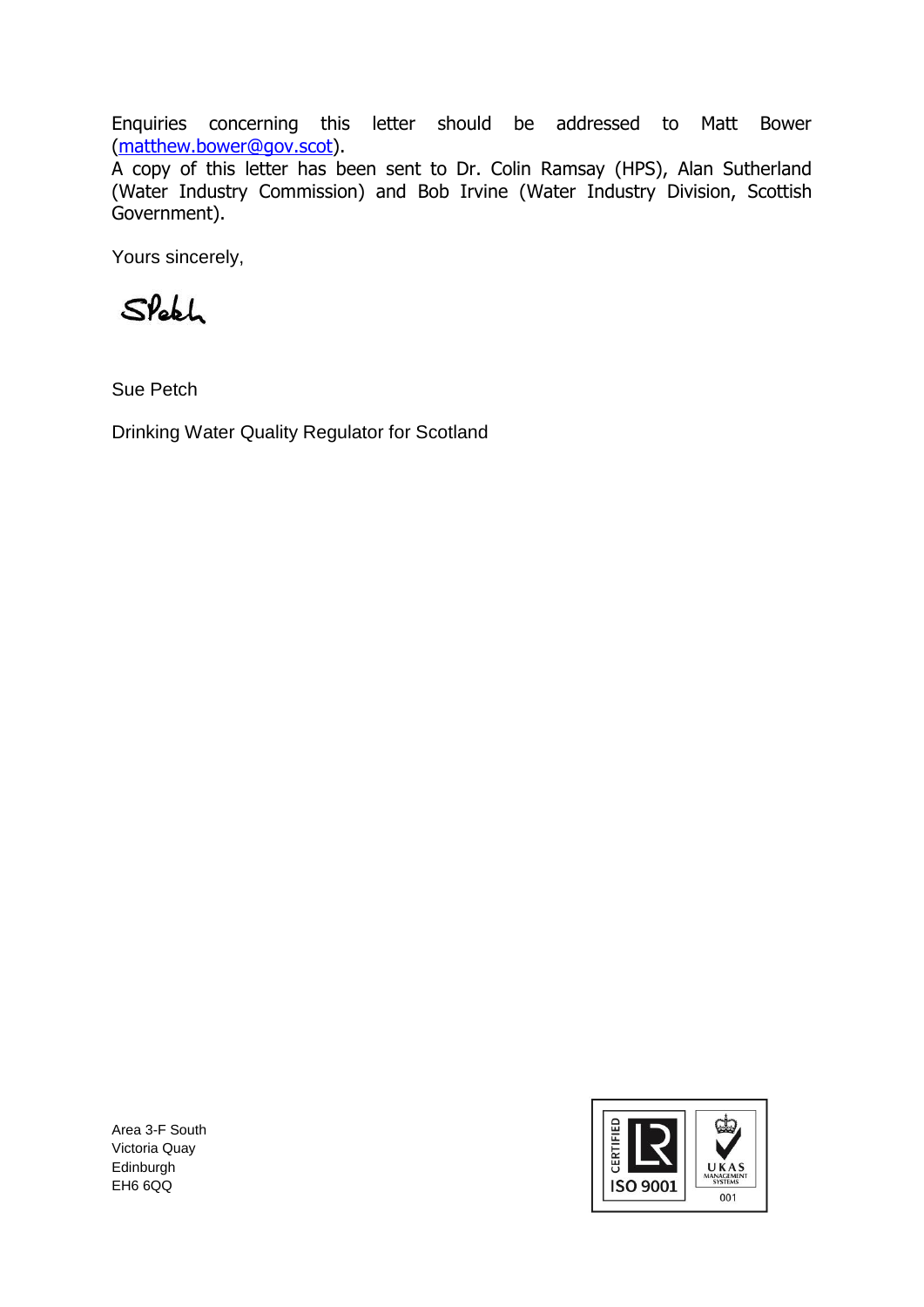Enquiries concerning this letter should be addressed to Matt Bower (matthew.bower@gov.scot).
A copy of this letter has been sent to Dr. Colin Ramsay (HPS), Alan Sutherland (Water Industry Commission) and Bob Irvine (Water Industry Division, Scottish Government).

Yours sincerely,

Sue Petch

Drinking Water Quality Regulator for Scotland

Area 3-F South
Victoria Quay
Edinburgh
EH6 6QQ